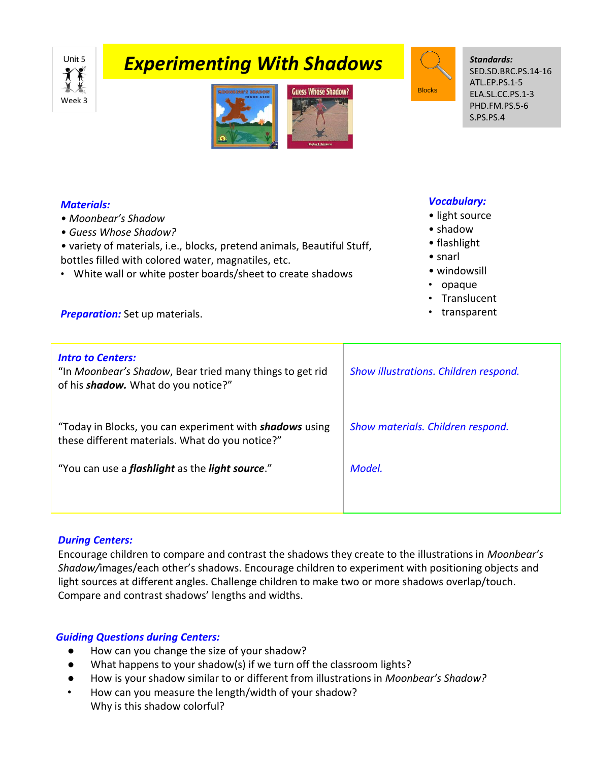Unit 5

Week 3

# *Experimenting With Shadows*

Blocks

***Standards:***
SED.SD.BRC.PS.14-16
ATL.EP.PS.1-5
ELA.SL.CC.PS.1-3
PHD.FM.PS.5-6
S.PS.PS.4

***Materials:***

- *Moonbear's Shadow*
- *Guess Whose Shadow?*
- variety of materials, i.e., blocks, pretend animals, Beautiful Stuff, bottles filled with colored water, magnatiles, etc.
- White wall or white poster boards/sheet to create shadows

***Preparation:*** Set up materials.

***Vocabulary:***

- light source
- shadow
- flashlight
- snarl
- windowsill
- opaque
- Translucent
- transparent

***Intro to Centers:***

| | |
|---|---|
| "In *Moonbear's Shadow*, Bear tried many things to get rid of his ***shadow.*** What do you notice?" | *Show illustrations. Children respond.* |
| "Today in Blocks, you can experiment with ***shadows*** using these different materials. What do you notice?" | *Show materials. Children respond.* |
| "You can use a ***flashlight*** as the ***light source***." | *Model.* |

***During Centers:***

Encourage children to compare and contrast the shadows they create to the illustrations in *Moonbear's Shadow/*images/each other's shadows. Encourage children to experiment with positioning objects and light sources at different angles. Challenge children to make two or more shadows overlap/touch. Compare and contrast shadows' lengths and widths.

***Guiding Questions during Centers:***

- How can you change the size of your shadow?
- What happens to your shadow(s) if we turn off the classroom lights?
- How is your shadow similar to or different from illustrations in *Moonbear's Shadow?*
- How can you measure the length/width of your shadow?
  Why is this shadow colorful?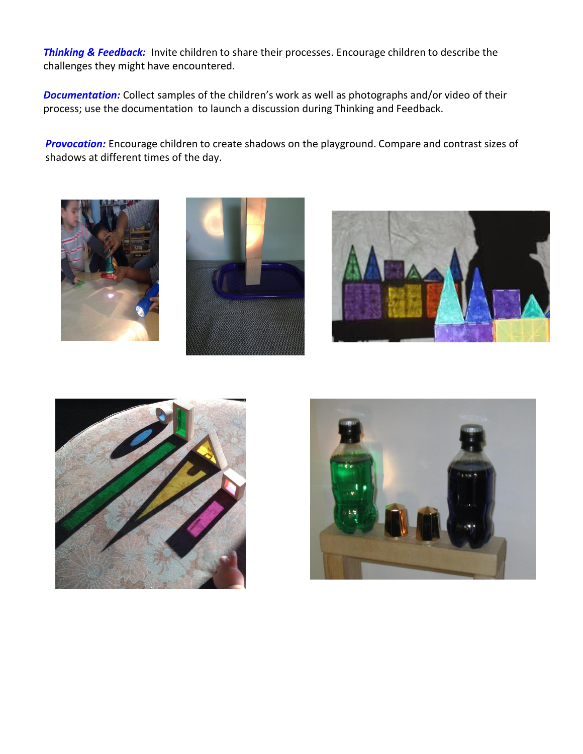***Thinking & Feedback:*** Invite children to share their processes. Encourage children to describe the challenges they might have encountered.

***Documentation:*** Collect samples of the children's work as well as photographs and/or video of their process; use the documentation to launch a discussion during Thinking and Feedback.

***Provocation:*** Encourage children to create shadows on the playground. Compare and contrast sizes of shadows at different times of the day.